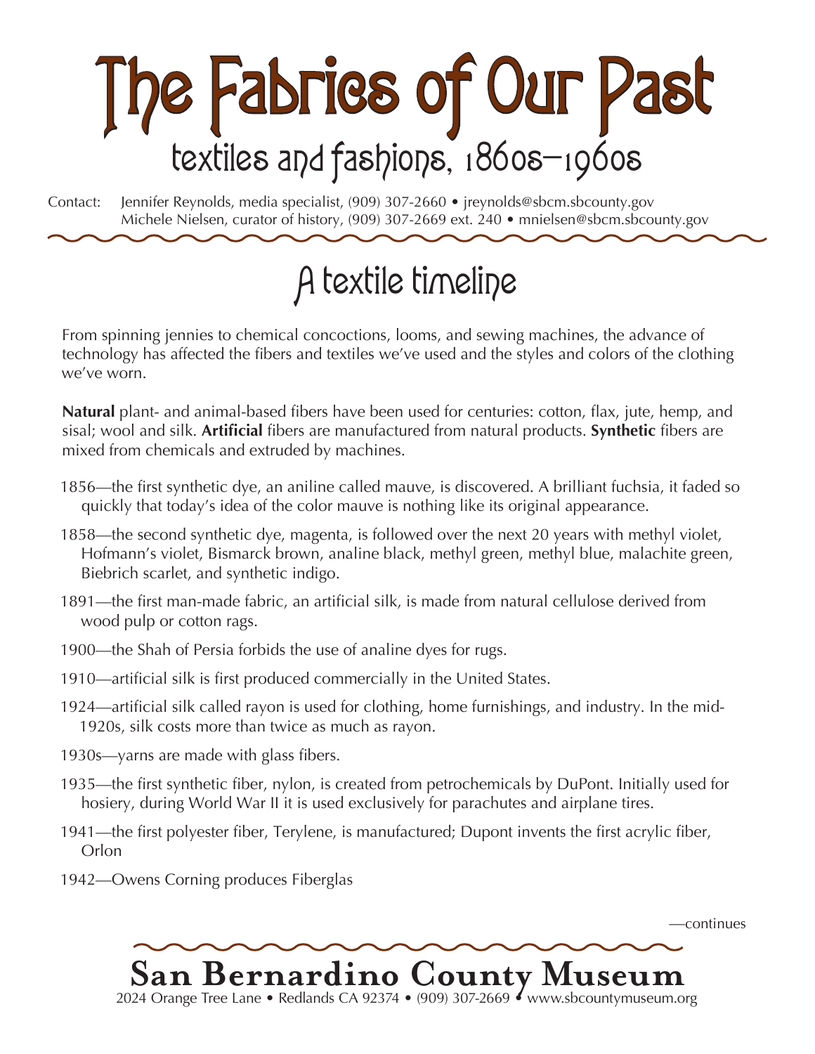# The Fabrics of Our Past

## textiles and fashions, 1860s–1960s

Contact: Jennifer Reynolds, media specialist, (909) 307-2660 • jreynolds@sbcm.sbcounty.gov
Michele Nielsen, curator of history, (909) 307-2669 ext. 240 • mnielsen@sbcm.sbcounty.gov

## A textile timeline

From spinning jennies to chemical concoctions, looms, and sewing machines, the advance of technology has affected the fibers and textiles we've used and the styles and colors of the clothing we've worn.

**Natural** plant- and animal-based fibers have been used for centuries: cotton, flax, jute, hemp, and sisal; wool and silk. **Artificial** fibers are manufactured from natural products. **Synthetic** fibers are mixed from chemicals and extruded by machines.

1856—the first synthetic dye, an aniline called mauve, is discovered. A brilliant fuchsia, it faded so quickly that today's idea of the color mauve is nothing like its original appearance.

1858—the second synthetic dye, magenta, is followed over the next 20 years with methyl violet, Hofmann's violet, Bismarck brown, analine black, methyl green, methyl blue, malachite green, Biebrich scarlet, and synthetic indigo.

1891—the first man-made fabric, an artificial silk, is made from natural cellulose derived from wood pulp or cotton rags.

1900—the Shah of Persia forbids the use of analine dyes for rugs.

1910—artificial silk is first produced commercially in the United States.

1924—artificial silk called rayon is used for clothing, home furnishings, and industry. In the mid-1920s, silk costs more than twice as much as rayon.

1930s—yarns are made with glass fibers.

1935—the first synthetic fiber, nylon, is created from petrochemicals by DuPont. Initially used for hosiery, during World War II it is used exclusively for parachutes and airplane tires.

1941—the first polyester fiber, Terylene, is manufactured; Dupont invents the first acrylic fiber, Orlon

1942—Owens Corning produces Fiberglas

—continues

**San Bernardino County Museum**
2024 Orange Tree Lane • Redlands CA 92374 • (909) 307-2669 • www.sbcountymuseum.org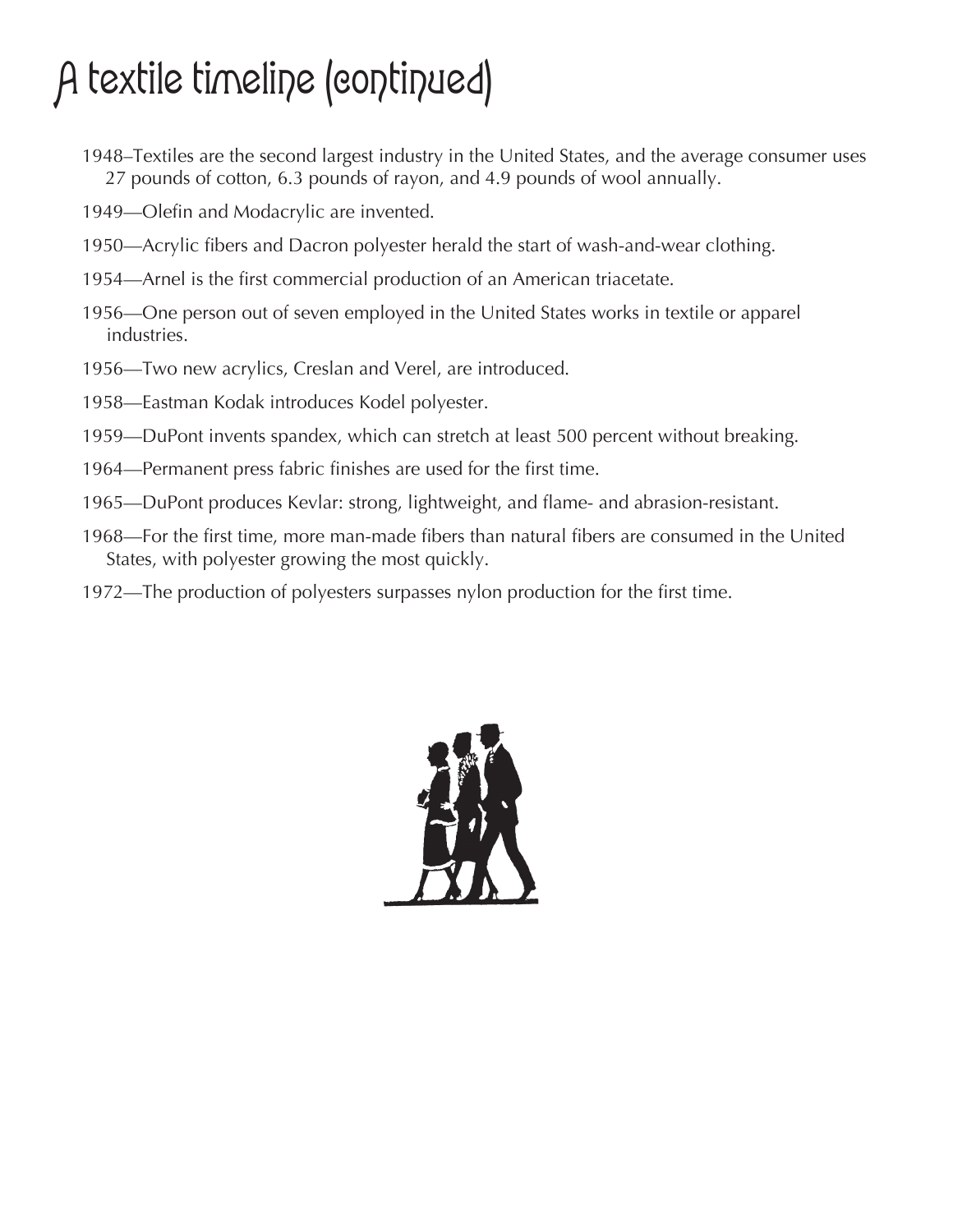# A textile timeline (continued)

1948–Textiles are the second largest industry in the United States, and the average consumer uses 27 pounds of cotton, 6.3 pounds of rayon, and 4.9 pounds of wool annually.

1949—Olefin and Modacrylic are invented.

1950—Acrylic fibers and Dacron polyester herald the start of wash-and-wear clothing.

1954—Arnel is the first commercial production of an American triacetate.

1956—One person out of seven employed in the United States works in textile or apparel industries.

1956—Two new acrylics, Creslan and Verel, are introduced.

1958—Eastman Kodak introduces Kodel polyester.

1959—DuPont invents spandex, which can stretch at least 500 percent without breaking.

1964—Permanent press fabric finishes are used for the first time.

1965—DuPont produces Kevlar: strong, lightweight, and flame- and abrasion-resistant.

1968—For the first time, more man-made fibers than natural fibers are consumed in the United States, with polyester growing the most quickly.

1972—The production of polyesters surpasses nylon production for the first time.